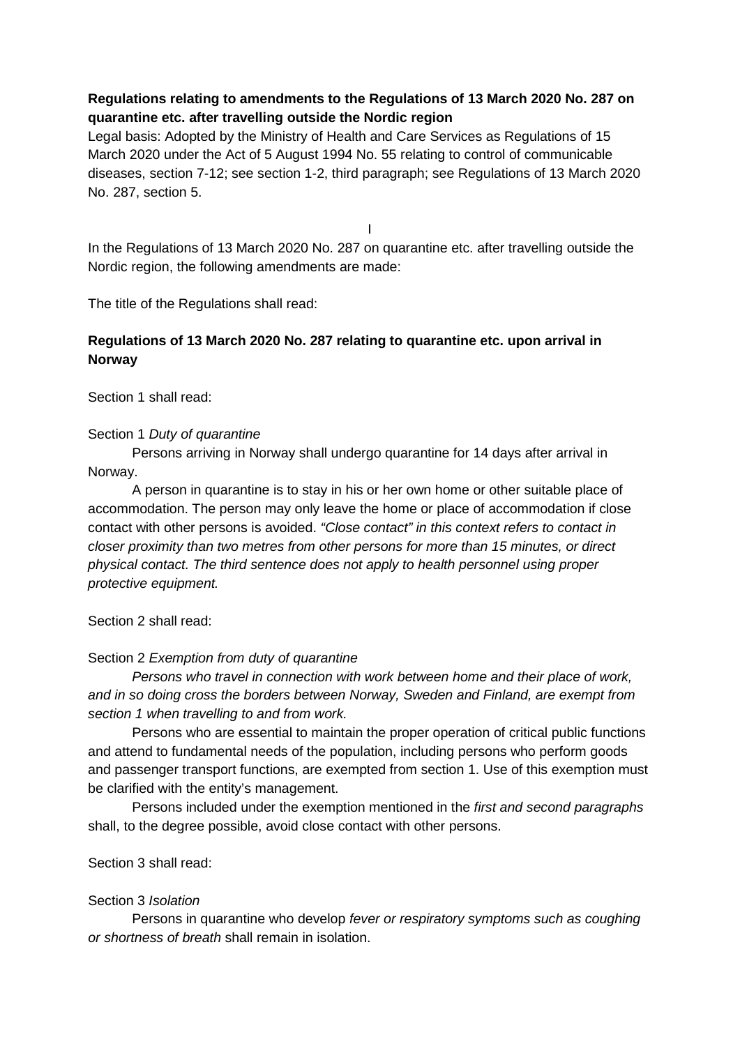**Regulations relating to amendments to the Regulations of 13 March 2020 No. 287 on quarantine etc. after travelling outside the Nordic region**

Legal basis: Adopted by the Ministry of Health and Care Services as Regulations of 15 March 2020 under the Act of 5 August 1994 No. 55 relating to control of communicable diseases, section 7-12; see section 1-2, third paragraph; see Regulations of 13 March 2020 No. 287, section 5.

I

In the Regulations of 13 March 2020 No. 287 on quarantine etc. after travelling outside the Nordic region, the following amendments are made:

The title of the Regulations shall read:

**Regulations of 13 March 2020 No. 287 relating to quarantine etc. upon arrival in Norway**

Section 1 shall read:

Section 1 *Duty of quarantine*

Persons arriving in Norway shall undergo quarantine for 14 days after arrival in Norway.

A person in quarantine is to stay in his or her own home or other suitable place of accommodation. The person may only leave the home or place of accommodation if close contact with other persons is avoided. *"Close contact" in this context refers to contact in closer proximity than two metres from other persons for more than 15 minutes, or direct physical contact. The third sentence does not apply to health personnel using proper protective equipment.*

Section 2 shall read:

Section 2 *Exemption from duty of quarantine*

*Persons who travel in connection with work between home and their place of work, and in so doing cross the borders between Norway, Sweden and Finland, are exempt from section 1 when travelling to and from work.*

Persons who are essential to maintain the proper operation of critical public functions and attend to fundamental needs of the population, including persons who perform goods and passenger transport functions, are exempted from section 1. Use of this exemption must be clarified with the entity's management.

Persons included under the exemption mentioned in the *first and second paragraphs* shall, to the degree possible, avoid close contact with other persons.

Section 3 shall read:

Section 3 *Isolation*

Persons in quarantine who develop *fever or respiratory symptoms such as coughing or shortness of breath* shall remain in isolation.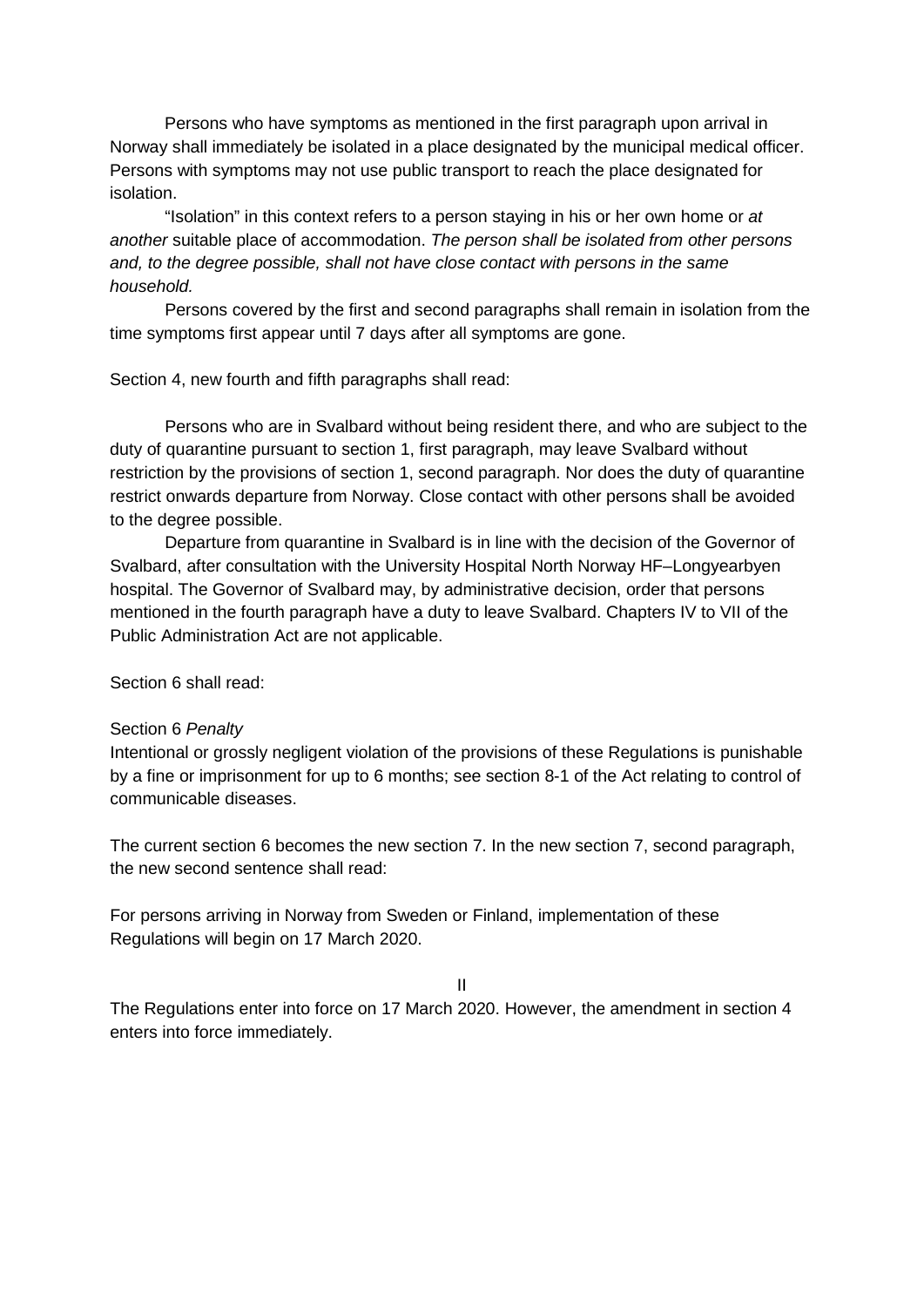Persons who have symptoms as mentioned in the first paragraph upon arrival in Norway shall immediately be isolated in a place designated by the municipal medical officer. Persons with symptoms may not use public transport to reach the place designated for isolation.

"Isolation" in this context refers to a person staying in his or her own home or *at another* suitable place of accommodation. *The person shall be isolated from other persons and, to the degree possible, shall not have close contact with persons in the same household.*

Persons covered by the first and second paragraphs shall remain in isolation from the time symptoms first appear until 7 days after all symptoms are gone.

Section 4, new fourth and fifth paragraphs shall read:

Persons who are in Svalbard without being resident there, and who are subject to the duty of quarantine pursuant to section 1, first paragraph, may leave Svalbard without restriction by the provisions of section 1, second paragraph. Nor does the duty of quarantine restrict onwards departure from Norway. Close contact with other persons shall be avoided to the degree possible.

Departure from quarantine in Svalbard is in line with the decision of the Governor of Svalbard, after consultation with the University Hospital North Norway HF–Longyearbyen hospital. The Governor of Svalbard may, by administrative decision, order that persons mentioned in the fourth paragraph have a duty to leave Svalbard. Chapters IV to VII of the Public Administration Act are not applicable.

Section 6 shall read:

Section 6 *Penalty*

Intentional or grossly negligent violation of the provisions of these Regulations is punishable by a fine or imprisonment for up to 6 months; see section 8-1 of the Act relating to control of communicable diseases.

The current section 6 becomes the new section 7. In the new section 7, second paragraph, the new second sentence shall read:

For persons arriving in Norway from Sweden or Finland, implementation of these Regulations will begin on 17 March 2020.

II

The Regulations enter into force on 17 March 2020. However, the amendment in section 4 enters into force immediately.